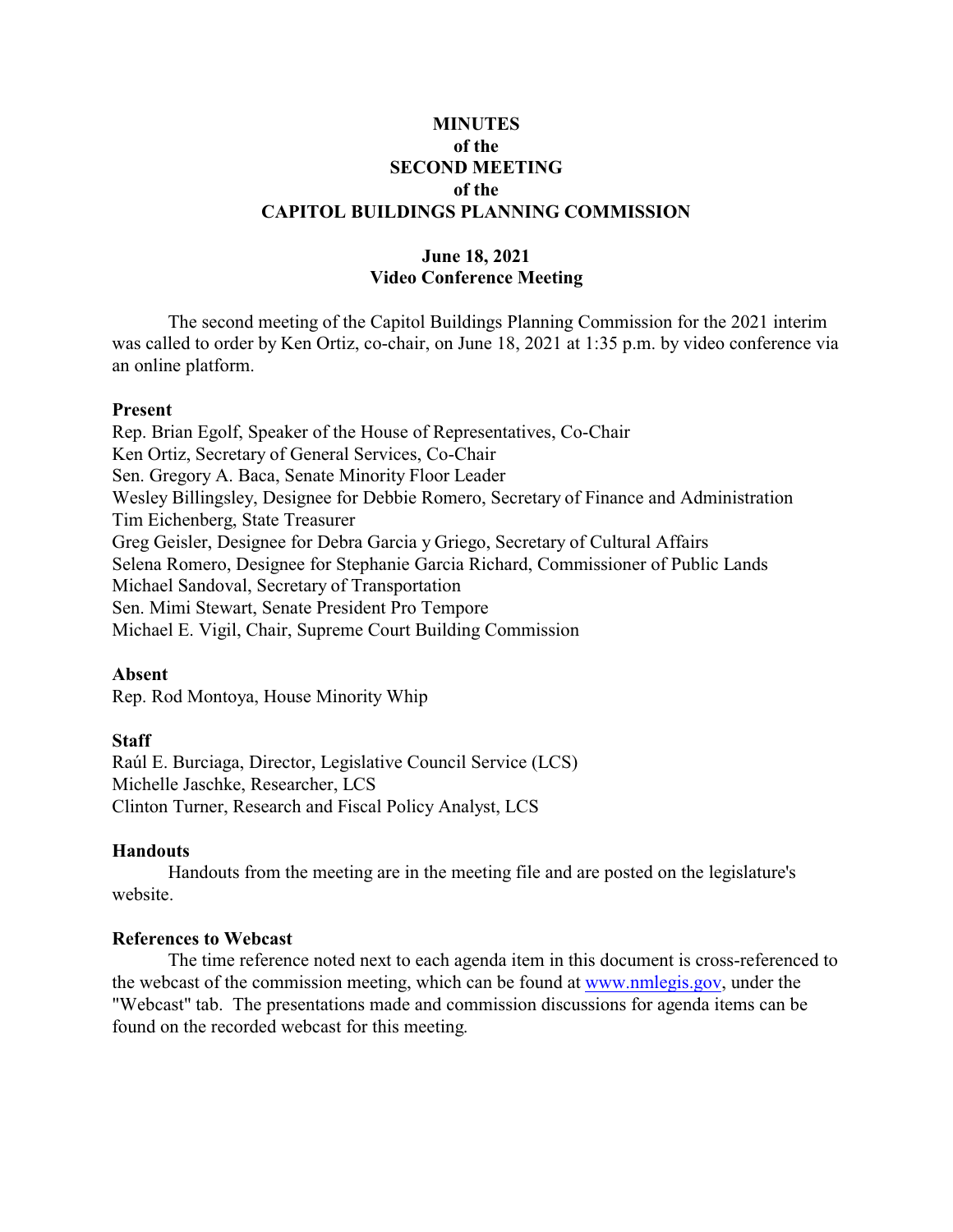# MINUTES
# of the
# SECOND MEETING
# of the
# CAPITOL BUILDINGS PLANNING COMMISSION

## June 18, 2021
## Video Conference Meeting

The second meeting of the Capitol Buildings Planning Commission for the 2021 interim was called to order by Ken Ortiz, co-chair, on June 18, 2021 at 1:35 p.m. by video conference via an online platform.

**Present**

Rep. Brian Egolf, Speaker of the House of Representatives, Co-Chair
Ken Ortiz, Secretary of General Services, Co-Chair
Sen. Gregory A. Baca, Senate Minority Floor Leader
Wesley Billingsley, Designee for Debbie Romero, Secretary of Finance and Administration
Tim Eichenberg, State Treasurer
Greg Geisler, Designee for Debra Garcia y Griego, Secretary of Cultural Affairs
Selena Romero, Designee for Stephanie Garcia Richard, Commissioner of Public Lands
Michael Sandoval, Secretary of Transportation
Sen. Mimi Stewart, Senate President Pro Tempore
Michael E. Vigil, Chair, Supreme Court Building Commission

**Absent**

Rep. Rod Montoya, House Minority Whip

**Staff**

Raúl E. Burciaga, Director, Legislative Council Service (LCS)
Michelle Jaschke, Researcher, LCS
Clinton Turner, Research and Fiscal Policy Analyst, LCS

**Handouts**

Handouts from the meeting are in the meeting file and are posted on the legislature's website.

**References to Webcast**

The time reference noted next to each agenda item in this document is cross-referenced to the webcast of the commission meeting, which can be found at www.nmlegis.gov, under the "Webcast" tab. The presentations made and commission discussions for agenda items can be found on the recorded webcast for this meeting.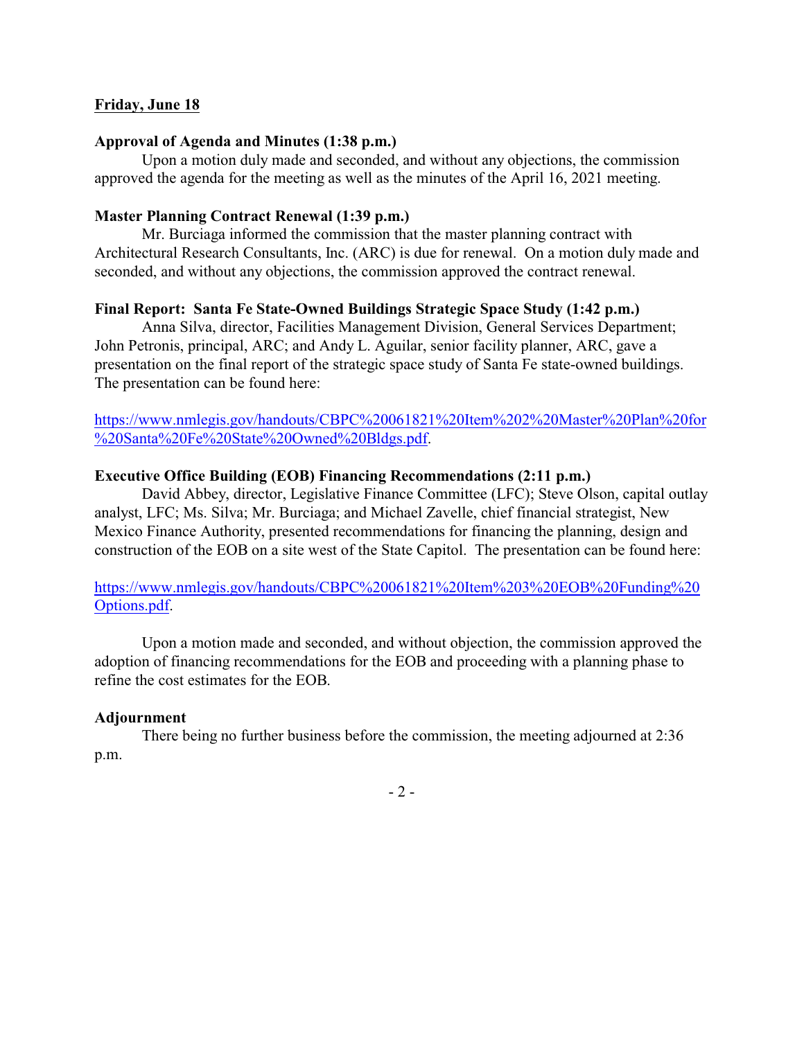**Friday, June 18**

**Approval of Agenda and Minutes (1:38 p.m.)**

Upon a motion duly made and seconded, and without any objections, the commission approved the agenda for the meeting as well as the minutes of the April 16, 2021 meeting.

**Master Planning Contract Renewal (1:39 p.m.)**

Mr. Burciaga informed the commission that the master planning contract with Architectural Research Consultants, Inc. (ARC) is due for renewal. On a motion duly made and seconded, and without any objections, the commission approved the contract renewal.

**Final Report: Santa Fe State-Owned Buildings Strategic Space Study (1:42 p.m.)**

Anna Silva, director, Facilities Management Division, General Services Department; John Petronis, principal, ARC; and Andy L. Aguilar, senior facility planner, ARC, gave a presentation on the final report of the strategic space study of Santa Fe state-owned buildings. The presentation can be found here:

https://www.nmlegis.gov/handouts/CBPC%20061821%20Item%202%20Master%20Plan%20for%20Santa%20Fe%20State%20Owned%20Bldgs.pdf.

**Executive Office Building (EOB) Financing Recommendations (2:11 p.m.)**

David Abbey, director, Legislative Finance Committee (LFC); Steve Olson, capital outlay analyst, LFC; Ms. Silva; Mr. Burciaga; and Michael Zavelle, chief financial strategist, New Mexico Finance Authority, presented recommendations for financing the planning, design and construction of the EOB on a site west of the State Capitol. The presentation can be found here:

https://www.nmlegis.gov/handouts/CBPC%20061821%20Item%203%20EOB%20Funding%20Options.pdf.

Upon a motion made and seconded, and without objection, the commission approved the adoption of financing recommendations for the EOB and proceeding with a planning phase to refine the cost estimates for the EOB.

**Adjournment**

There being no further business before the commission, the meeting adjourned at 2:36 p.m.